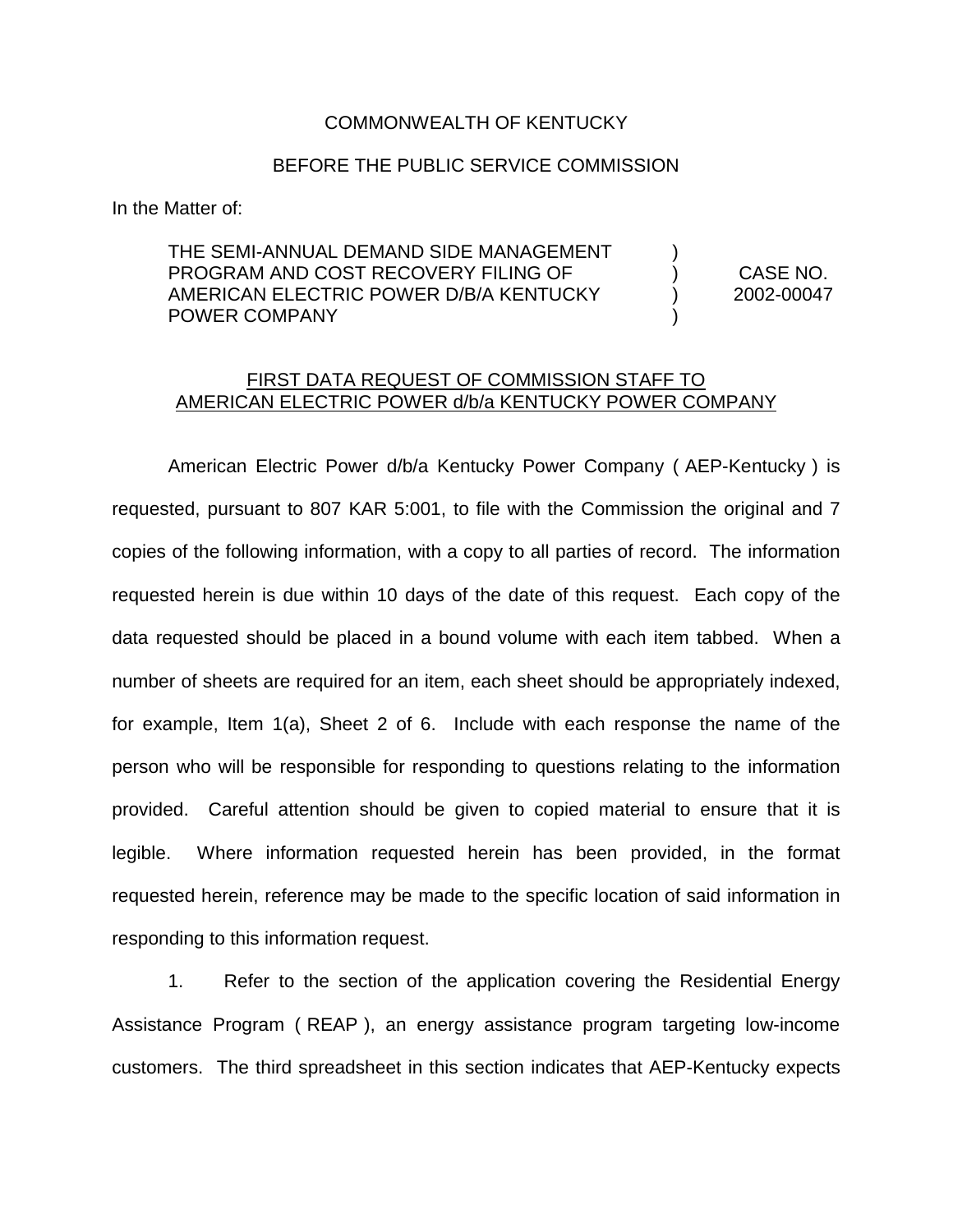COMMONWEALTH OF KENTUCKY

BEFORE THE PUBLIC SERVICE COMMISSION

In the Matter of:

| | | |
|---|---|---|
| THE SEMI-ANNUAL DEMAND SIDE MANAGEMENT PROGRAM AND COST RECOVERY FILING OF AMERICAN ELECTRIC POWER D/B/A KENTUCKY POWER COMPANY | ) ) ) ) | CASE NO. 2002-00047 |

FIRST DATA REQUEST OF COMMISSION STAFF TO AMERICAN ELECTRIC POWER d/b/a KENTUCKY POWER COMPANY

American Electric Power d/b/a Kentucky Power Company ( AEP-Kentucky ) is requested, pursuant to 807 KAR 5:001, to file with the Commission the original and 7 copies of the following information, with a copy to all parties of record. The information requested herein is due within 10 days of the date of this request. Each copy of the data requested should be placed in a bound volume with each item tabbed. When a number of sheets are required for an item, each sheet should be appropriately indexed, for example, Item 1(a), Sheet 2 of 6. Include with each response the name of the person who will be responsible for responding to questions relating to the information provided. Careful attention should be given to copied material to ensure that it is legible. Where information requested herein has been provided, in the format requested herein, reference may be made to the specific location of said information in responding to this information request.

1. Refer to the section of the application covering the Residential Energy Assistance Program ( REAP ), an energy assistance program targeting low-income customers. The third spreadsheet in this section indicates that AEP-Kentucky expects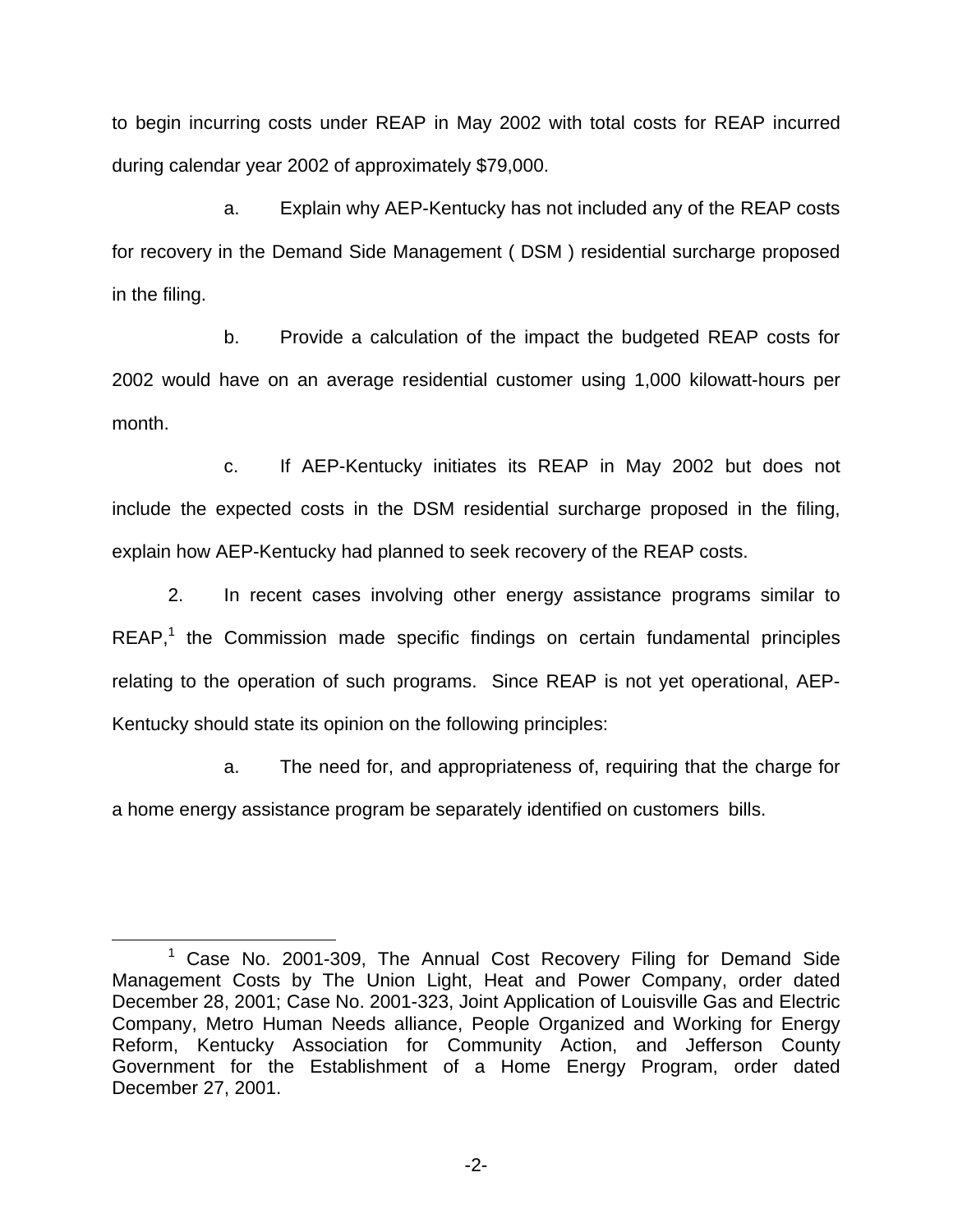to begin incurring costs under REAP in May 2002 with total costs for REAP incurred during calendar year 2002 of approximately $79,000.

a. Explain why AEP-Kentucky has not included any of the REAP costs for recovery in the Demand Side Management ( DSM ) residential surcharge proposed in the filing.

b. Provide a calculation of the impact the budgeted REAP costs for 2002 would have on an average residential customer using 1,000 kilowatt-hours per month.

c. If AEP-Kentucky initiates its REAP in May 2002 but does not include the expected costs in the DSM residential surcharge proposed in the filing, explain how AEP-Kentucky had planned to seek recovery of the REAP costs.

2. In recent cases involving other energy assistance programs similar to REAP,[1] the Commission made specific findings on certain fundamental principles relating to the operation of such programs. Since REAP is not yet operational, AEP-Kentucky should state its opinion on the following principles:

a. The need for, and appropriateness of, requiring that the charge for a home energy assistance program be separately identified on customers bills.

---

[1] Case No. 2001-309, The Annual Cost Recovery Filing for Demand Side Management Costs by The Union Light, Heat and Power Company, order dated December 28, 2001; Case No. 2001-323, Joint Application of Louisville Gas and Electric Company, Metro Human Needs alliance, People Organized and Working for Energy Reform, Kentucky Association for Community Action, and Jefferson County Government for the Establishment of a Home Energy Program, order dated December 27, 2001.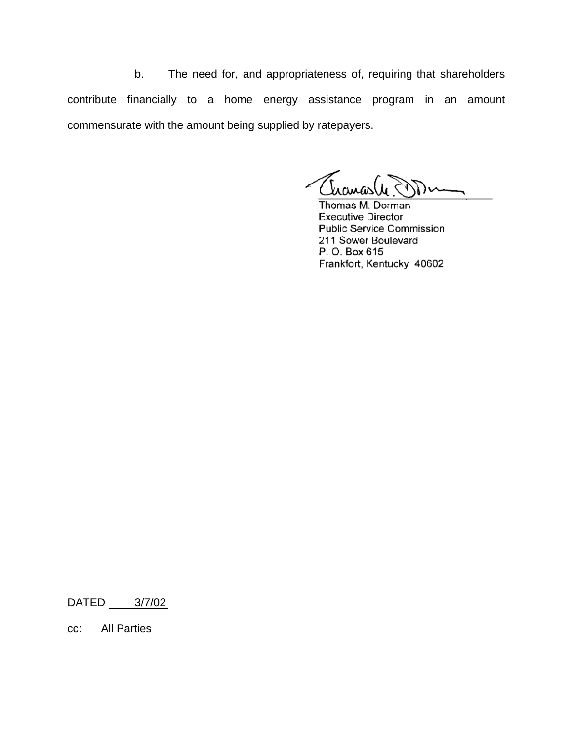b. The need for, and appropriateness of, requiring that shareholders contribute financially to a home energy assistance program in an amount commensurate with the amount being supplied by ratepayers.

Thomas M. Dorman
Executive Director
Public Service Commission
211 Sower Boulevard
P. O. Box 615
Frankfort, Kentucky 40602

DATED 3/7/02

cc: All Parties